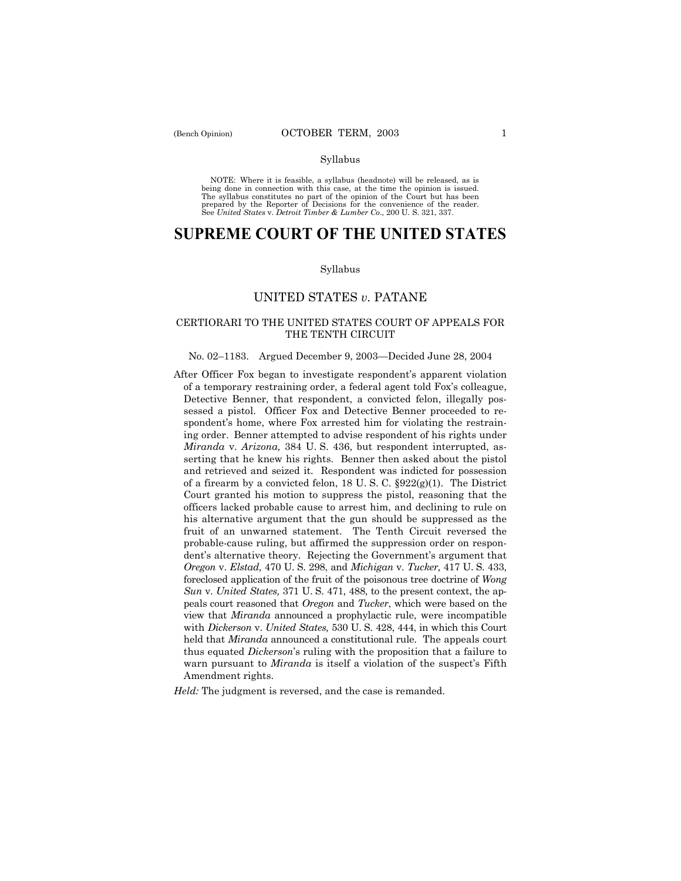Syllabus

NOTE: Where it is feasible, a syllabus (headnote) will be released, as is being done in connection with this case, at the time the opinion is issued. The syllabus constitutes no part of the opinion of the Court but has been prepared by the Reporter of Decisions for the convenience of the reader. See *United States* v. *Detroit Timber & Lumber Co.*, 200 U. S. 321, 337.

# SUPREME COURT OF THE UNITED STATES

Syllabus

## UNITED STATES *v.* PATANE

CERTIORARI TO THE UNITED STATES COURT OF APPEALS FOR THE TENTH CIRCUIT

No. 02–1183. Argued December 9, 2003—Decided June 28, 2004

After Officer Fox began to investigate respondent's apparent violation of a temporary restraining order, a federal agent told Fox's colleague, Detective Benner, that respondent, a convicted felon, illegally possessed a pistol. Officer Fox and Detective Benner proceeded to respondent's home, where Fox arrested him for violating the restraining order. Benner attempted to advise respondent of his rights under *Miranda* v. *Arizona,* 384 U. S. 436, but respondent interrupted, asserting that he knew his rights. Benner then asked about the pistol and retrieved and seized it. Respondent was indicted for possession of a firearm by a convicted felon, 18 U. S. C. §922(g)(1). The District Court granted his motion to suppress the pistol, reasoning that the officers lacked probable cause to arrest him, and declining to rule on his alternative argument that the gun should be suppressed as the fruit of an unwarned statement. The Tenth Circuit reversed the probable-cause ruling, but affirmed the suppression order on respondent's alternative theory. Rejecting the Government's argument that *Oregon* v. *Elstad,* 470 U. S. 298, and *Michigan* v. *Tucker,* 417 U. S. 433, foreclosed application of the fruit of the poisonous tree doctrine of *Wong Sun* v. *United States,* 371 U. S. 471, 488, to the present context, the appeals court reasoned that *Oregon* and *Tucker*, which were based on the view that *Miranda* announced a prophylactic rule, were incompatible with *Dickerson* v. *United States,* 530 U. S. 428, 444, in which this Court held that *Miranda* announced a constitutional rule. The appeals court thus equated *Dickerson*'s ruling with the proposition that a failure to warn pursuant to *Miranda* is itself a violation of the suspect's Fifth Amendment rights.

*Held:* The judgment is reversed, and the case is remanded.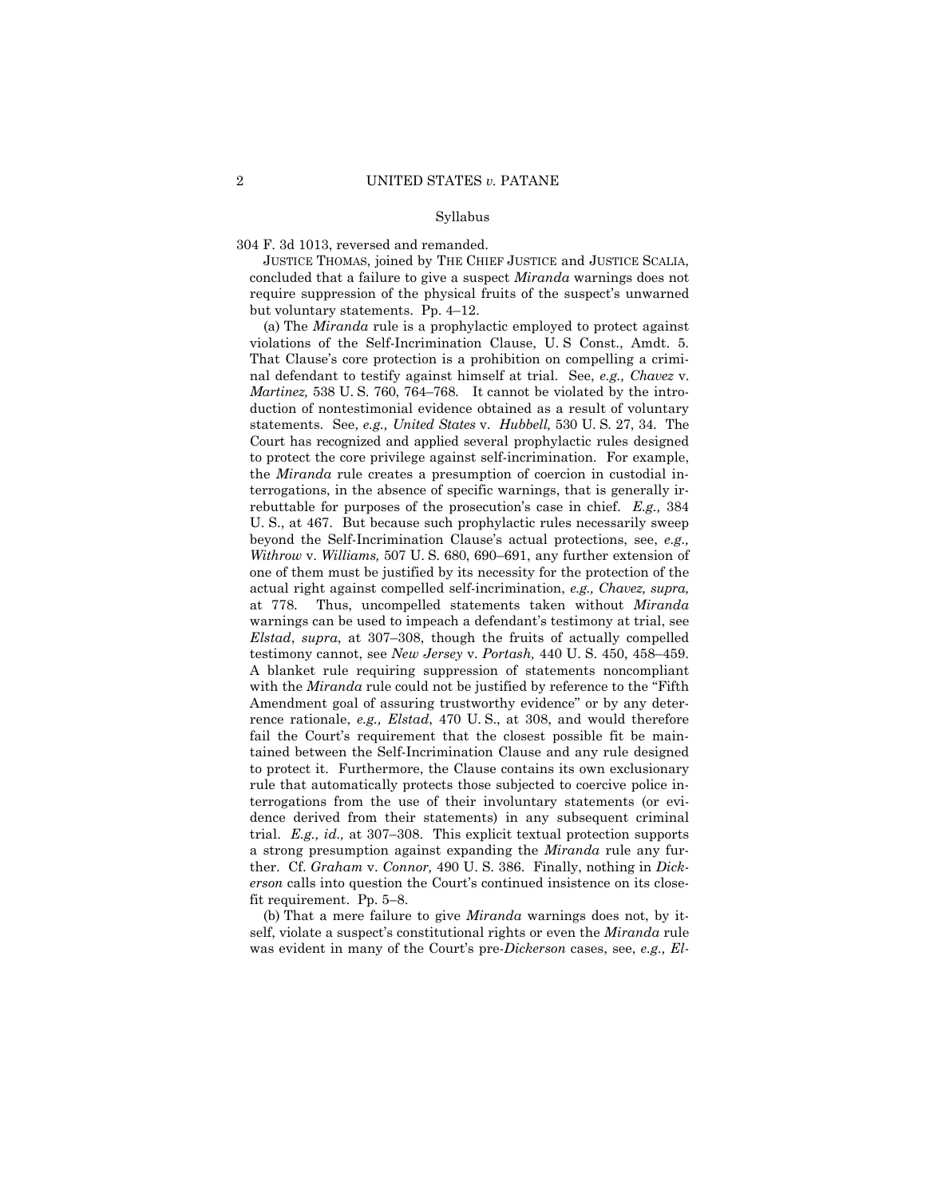Syllabus

304 F. 3d 1013, reversed and remanded.

JUSTICE THOMAS, joined by THE CHIEF JUSTICE and JUSTICE SCALIA, concluded that a failure to give a suspect *Miranda* warnings does not require suppression of the physical fruits of the suspect's unwarned but voluntary statements. Pp. 4–12.

(a) The *Miranda* rule is a prophylactic employed to protect against violations of the Self-Incrimination Clause, U. S Const., Amdt. 5. That Clause's core protection is a prohibition on compelling a criminal defendant to testify against himself at trial. See, *e.g., Chavez* v. *Martinez,* 538 U. S. 760, 764–768. It cannot be violated by the introduction of nontestimonial evidence obtained as a result of voluntary statements. See, *e.g., United States* v. *Hubbell,* 530 U. S. 27, 34. The Court has recognized and applied several prophylactic rules designed to protect the core privilege against self-incrimination. For example, the *Miranda* rule creates a presumption of coercion in custodial interrogations, in the absence of specific warnings, that is generally irrebuttable for purposes of the prosecution's case in chief. *E.g.,* 384 U. S., at 467. But because such prophylactic rules necessarily sweep beyond the Self-Incrimination Clause's actual protections, see, *e.g., Withrow* v. *Williams,* 507 U. S. 680, 690–691, any further extension of one of them must be justified by its necessity for the protection of the actual right against compelled self-incrimination, *e.g., Chavez, supra,* at 778. Thus, uncompelled statements taken without *Miranda* warnings can be used to impeach a defendant's testimony at trial, see *Elstad*, *supra*, at 307–308, though the fruits of actually compelled testimony cannot, see *New Jersey* v. *Portash,* 440 U. S. 450, 458–459. A blanket rule requiring suppression of statements noncompliant with the *Miranda* rule could not be justified by reference to the "Fifth Amendment goal of assuring trustworthy evidence" or by any deterrence rationale, *e.g., Elstad*, 470 U. S., at 308, and would therefore fail the Court's requirement that the closest possible fit be maintained between the Self-Incrimination Clause and any rule designed to protect it. Furthermore, the Clause contains its own exclusionary rule that automatically protects those subjected to coercive police interrogations from the use of their involuntary statements (or evidence derived from their statements) in any subsequent criminal trial. *E.g., id.,* at 307–308. This explicit textual protection supports a strong presumption against expanding the *Miranda* rule any further. Cf. *Graham* v. *Connor,* 490 U. S. 386. Finally, nothing in *Dickerson* calls into question the Court's continued insistence on its close-fit requirement. Pp. 5–8.

(b) That a mere failure to give *Miranda* warnings does not, by itself, violate a suspect's constitutional rights or even the *Miranda* rule was evident in many of the Court's pre-*Dickerson* cases, see, *e.g., El-*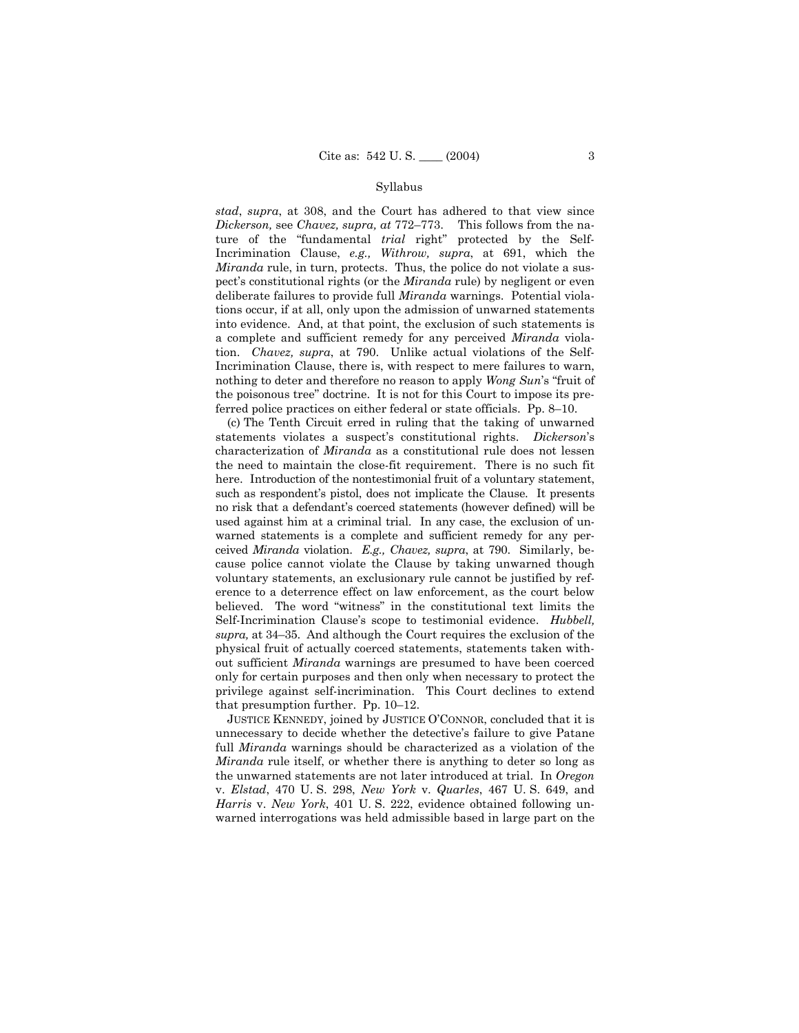*stad*, *supra*, at 308, and the Court has adhered to that view since *Dickerson,* see *Chavez, supra, at* 772–773. This follows from the nature of the "fundamental *trial* right" protected by the Self-Incrimination Clause, *e.g., Withrow, supra*, at 691, which the *Miranda* rule, in turn, protects. Thus, the police do not violate a suspect's constitutional rights (or the *Miranda* rule) by negligent or even deliberate failures to provide full *Miranda* warnings. Potential violations occur, if at all, only upon the admission of unwarned statements into evidence. And, at that point, the exclusion of such statements is a complete and sufficient remedy for any perceived *Miranda* violation. *Chavez, supra*, at 790. Unlike actual violations of the Self-Incrimination Clause, there is, with respect to mere failures to warn, nothing to deter and therefore no reason to apply *Wong Sun*'s "fruit of the poisonous tree" doctrine. It is not for this Court to impose its preferred police practices on either federal or state officials. Pp. 8–10.

(c) The Tenth Circuit erred in ruling that the taking of unwarned statements violates a suspect's constitutional rights. *Dickerson*'s characterization of *Miranda* as a constitutional rule does not lessen the need to maintain the close-fit requirement. There is no such fit here. Introduction of the nontestimonial fruit of a voluntary statement, such as respondent's pistol, does not implicate the Clause. It presents no risk that a defendant's coerced statements (however defined) will be used against him at a criminal trial. In any case, the exclusion of unwarned statements is a complete and sufficient remedy for any perceived *Miranda* violation. *E.g., Chavez, supra*, at 790. Similarly, because police cannot violate the Clause by taking unwarned though voluntary statements, an exclusionary rule cannot be justified by reference to a deterrence effect on law enforcement, as the court below believed. The word "witness" in the constitutional text limits the Self-Incrimination Clause's scope to testimonial evidence. *Hubbell, supra,* at 34–35. And although the Court requires the exclusion of the physical fruit of actually coerced statements, statements taken without sufficient *Miranda* warnings are presumed to have been coerced only for certain purposes and then only when necessary to protect the privilege against self-incrimination. This Court declines to extend that presumption further. Pp. 10–12.

JUSTICE KENNEDY, joined by JUSTICE O'CONNOR, concluded that it is unnecessary to decide whether the detective's failure to give Patane full *Miranda* warnings should be characterized as a violation of the *Miranda* rule itself, or whether there is anything to deter so long as the unwarned statements are not later introduced at trial. In *Oregon* v. *Elstad*, 470 U. S. 298, *New York* v. *Quarles*, 467 U. S. 649, and *Harris* v. *New York*, 401 U. S. 222, evidence obtained following unwarned interrogations was held admissible based in large part on the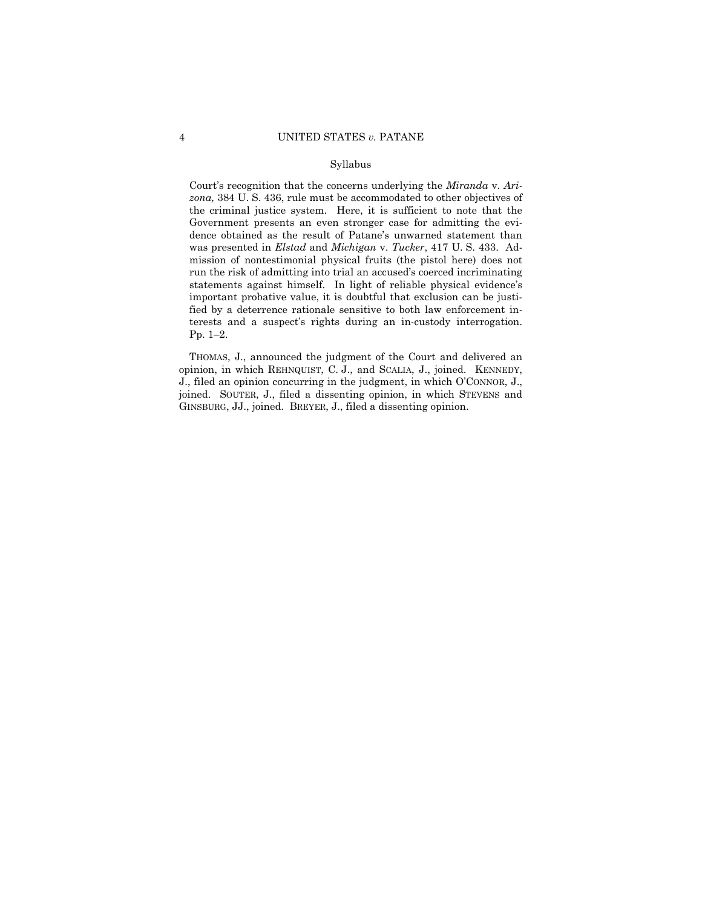Syllabus

Court's recognition that the concerns underlying the *Miranda* v. *Arizona,* 384 U. S. 436, rule must be accommodated to other objectives of the criminal justice system. Here, it is sufficient to note that the Government presents an even stronger case for admitting the evidence obtained as the result of Patane's unwarned statement than was presented in *Elstad* and *Michigan* v. *Tucker*, 417 U. S. 433. Admission of nontestimonial physical fruits (the pistol here) does not run the risk of admitting into trial an accused's coerced incriminating statements against himself. In light of reliable physical evidence's important probative value, it is doubtful that exclusion can be justified by a deterrence rationale sensitive to both law enforcement interests and a suspect's rights during an in-custody interrogation. Pp. 1–2.

THOMAS, J., announced the judgment of the Court and delivered an opinion, in which REHNQUIST, C. J., and SCALIA, J., joined. KENNEDY, J., filed an opinion concurring in the judgment, in which O'CONNOR, J., joined. SOUTER, J., filed a dissenting opinion, in which STEVENS and GINSBURG, JJ., joined. BREYER, J., filed a dissenting opinion.